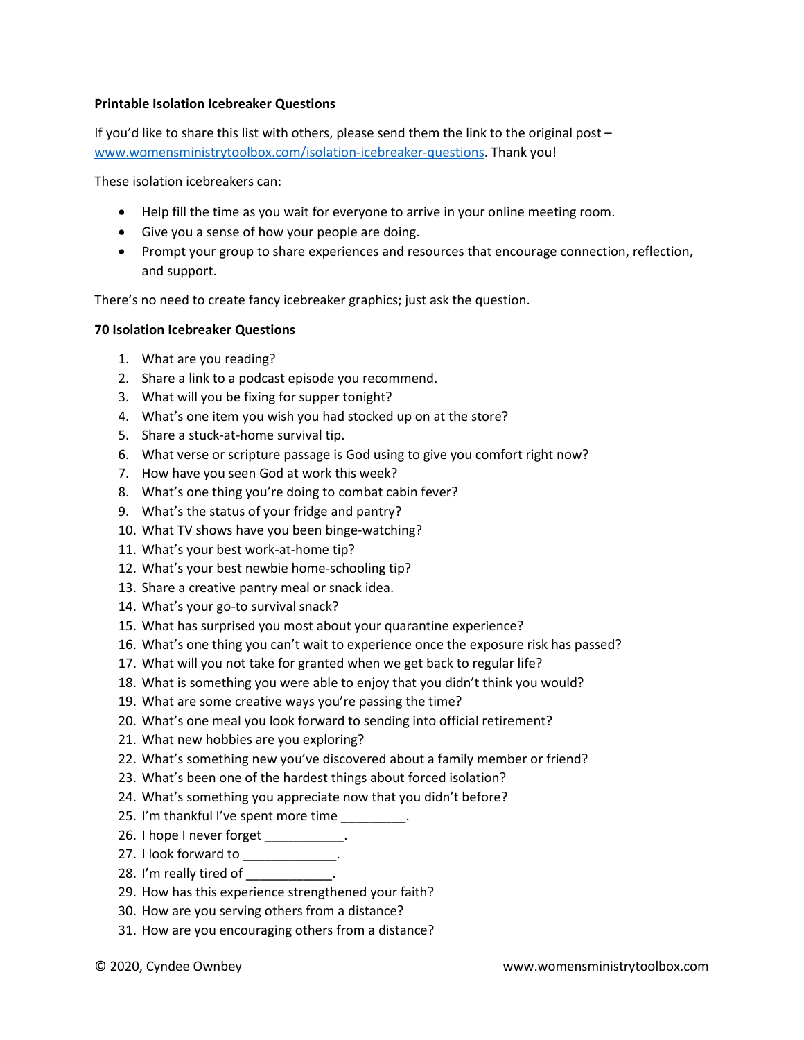**Printable Isolation Icebreaker Questions**

If you'd like to share this list with others, please send them the link to the original post – [www.womensministrytoolbox.com/isolation-icebreaker-questions](http://www.womensministrytoolbox.com/isolation-icebreaker-questions). Thank you!

These isolation icebreakers can:

- Help fill the time as you wait for everyone to arrive in your online meeting room.
- Give you a sense of how your people are doing.
- Prompt your group to share experiences and resources that encourage connection, reflection, and support.

There's no need to create fancy icebreaker graphics; just ask the question.

**70 Isolation Icebreaker Questions**

1. What are you reading?
2. Share a link to a podcast episode you recommend.
3. What will you be fixing for supper tonight?
4. What's one item you wish you had stocked up on at the store?
5. Share a stuck-at-home survival tip.
6. What verse or scripture passage is God using to give you comfort right now?
7. How have you seen God at work this week?
8. What's one thing you're doing to combat cabin fever?
9. What's the status of your fridge and pantry?
10. What TV shows have you been binge-watching?
11. What's your best work-at-home tip?
12. What's your best newbie home-schooling tip?
13. Share a creative pantry meal or snack idea.
14. What's your go-to survival snack?
15. What has surprised you most about your quarantine experience?
16. What's one thing you can't wait to experience once the exposure risk has passed?
17. What will you not take for granted when we get back to regular life?
18. What is something you were able to enjoy that you didn't think you would?
19. What are some creative ways you're passing the time?
20. What's one meal you look forward to sending into official retirement?
21. What new hobbies are you exploring?
22. What's something new you've discovered about a family member or friend?
23. What's been one of the hardest things about forced isolation?
24. What's something you appreciate now that you didn't before?
25. I'm thankful I've spent more time _________.
26. I hope I never forget ___________.
27. I look forward to _____________.
28. I'm really tired of ____________.
29. How has this experience strengthened your faith?
30. How are you serving others from a distance?
31. How are you encouraging others from a distance?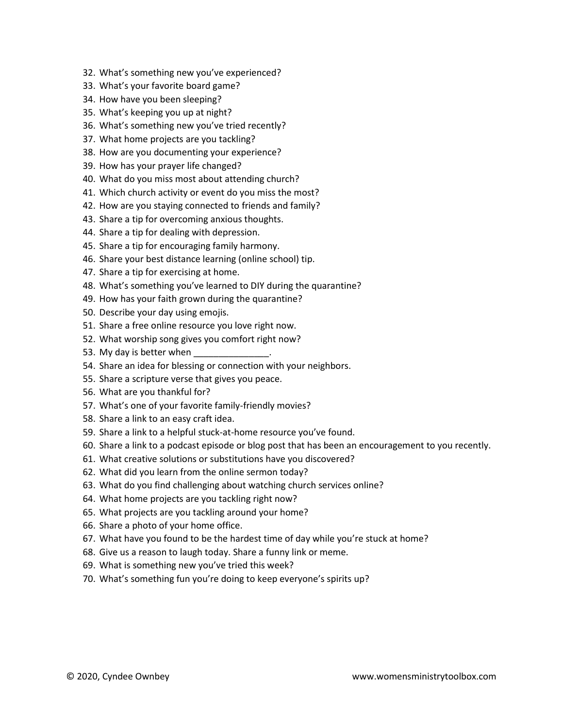32. What's something new you've experienced?
33. What's your favorite board game?
34. How have you been sleeping?
35. What's keeping you up at night?
36. What's something new you've tried recently?
37. What home projects are you tackling?
38. How are you documenting your experience?
39. How has your prayer life changed?
40. What do you miss most about attending church?
41. Which church activity or event do you miss the most?
42. How are you staying connected to friends and family?
43. Share a tip for overcoming anxious thoughts.
44. Share a tip for dealing with depression.
45. Share a tip for encouraging family harmony.
46. Share your best distance learning (online school) tip.
47. Share a tip for exercising at home.
48. What's something you've learned to DIY during the quarantine?
49. How has your faith grown during the quarantine?
50. Describe your day using emojis.
51. Share a free online resource you love right now.
52. What worship song gives you comfort right now?
53. My day is better when _______________.
54. Share an idea for blessing or connection with your neighbors.
55. Share a scripture verse that gives you peace.
56. What are you thankful for?
57. What's one of your favorite family-friendly movies?
58. Share a link to an easy craft idea.
59. Share a link to a helpful stuck-at-home resource you've found.
60. Share a link to a podcast episode or blog post that has been an encouragement to you recently.
61. What creative solutions or substitutions have you discovered?
62. What did you learn from the online sermon today?
63. What do you find challenging about watching church services online?
64. What home projects are you tackling right now?
65. What projects are you tackling around your home?
66. Share a photo of your home office.
67. What have you found to be the hardest time of day while you're stuck at home?
68. Give us a reason to laugh today. Share a funny link or meme.
69. What is something new you've tried this week?
70. What's something fun you're doing to keep everyone's spirits up?